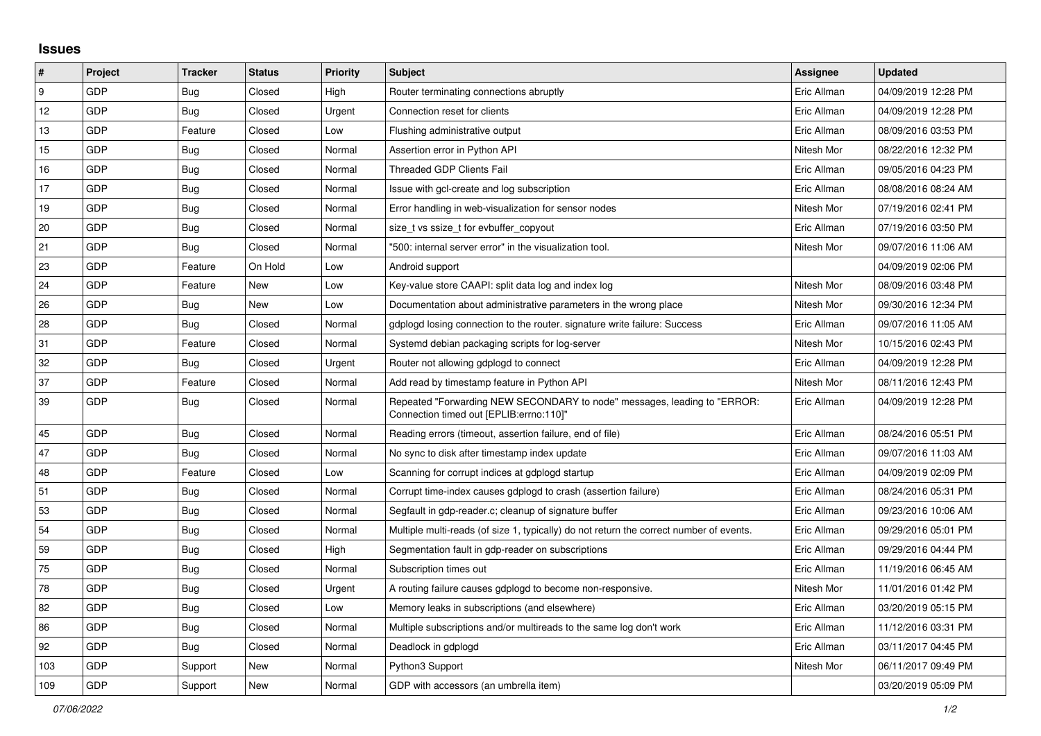## Issues

| # | Project | Tracker | Status | Priority | Subject | Assignee | Updated |
|---|---|---|---|---|---|---|---|
| 9 | GDP | Bug | Closed | High | Router terminating connections abruptly | Eric Allman | 04/09/2019 12:28 PM |
| 12 | GDP | Bug | Closed | Urgent | Connection reset for clients | Eric Allman | 04/09/2019 12:28 PM |
| 13 | GDP | Feature | Closed | Low | Flushing administrative output | Eric Allman | 08/09/2016 03:53 PM |
| 15 | GDP | Bug | Closed | Normal | Assertion error in Python API | Nitesh Mor | 08/22/2016 12:32 PM |
| 16 | GDP | Bug | Closed | Normal | Threaded GDP Clients Fail | Eric Allman | 09/05/2016 04:23 PM |
| 17 | GDP | Bug | Closed | Normal | Issue with gcl-create and log subscription | Eric Allman | 08/08/2016 08:24 AM |
| 19 | GDP | Bug | Closed | Normal | Error handling in web-visualization for sensor nodes | Nitesh Mor | 07/19/2016 02:41 PM |
| 20 | GDP | Bug | Closed | Normal | size_t vs ssize_t for evbuffer_copyout | Eric Allman | 07/19/2016 03:50 PM |
| 21 | GDP | Bug | Closed | Normal | "500: internal server error" in the visualization tool. | Nitesh Mor | 09/07/2016 11:06 AM |
| 23 | GDP | Feature | On Hold | Low | Android support | | 04/09/2019 02:06 PM |
| 24 | GDP | Feature | New | Low | Key-value store CAAPI: split data log and index log | Nitesh Mor | 08/09/2016 03:48 PM |
| 26 | GDP | Bug | New | Low | Documentation about administrative parameters in the wrong place | Nitesh Mor | 09/30/2016 12:34 PM |
| 28 | GDP | Bug | Closed | Normal | gdplogd losing connection to the router. signature write failure: Success | Eric Allman | 09/07/2016 11:05 AM |
| 31 | GDP | Feature | Closed | Normal | Systemd debian packaging scripts for log-server | Nitesh Mor | 10/15/2016 02:43 PM |
| 32 | GDP | Bug | Closed | Urgent | Router not allowing gdplogd to connect | Eric Allman | 04/09/2019 12:28 PM |
| 37 | GDP | Feature | Closed | Normal | Add read by timestamp feature in Python API | Nitesh Mor | 08/11/2016 12:43 PM |
| 39 | GDP | Bug | Closed | Normal | Repeated "Forwarding NEW SECONDARY to node" messages, leading to "ERROR: Connection timed out [EPLIB:errno:110]" | Eric Allman | 04/09/2019 12:28 PM |
| 45 | GDP | Bug | Closed | Normal | Reading errors (timeout, assertion failure, end of file) | Eric Allman | 08/24/2016 05:51 PM |
| 47 | GDP | Bug | Closed | Normal | No sync to disk after timestamp index update | Eric Allman | 09/07/2016 11:03 AM |
| 48 | GDP | Feature | Closed | Low | Scanning for corrupt indices at gdplogd startup | Eric Allman | 04/09/2019 02:09 PM |
| 51 | GDP | Bug | Closed | Normal | Corrupt time-index causes gdplogd to crash (assertion failure) | Eric Allman | 08/24/2016 05:31 PM |
| 53 | GDP | Bug | Closed | Normal | Segfault in gdp-reader.c; cleanup of signature buffer | Eric Allman | 09/23/2016 10:06 AM |
| 54 | GDP | Bug | Closed | Normal | Multiple multi-reads (of size 1, typically) do not return the correct number of events. | Eric Allman | 09/29/2016 05:01 PM |
| 59 | GDP | Bug | Closed | High | Segmentation fault in gdp-reader on subscriptions | Eric Allman | 09/29/2016 04:44 PM |
| 75 | GDP | Bug | Closed | Normal | Subscription times out | Eric Allman | 11/19/2016 06:45 AM |
| 78 | GDP | Bug | Closed | Urgent | A routing failure causes gdplogd to become non-responsive. | Nitesh Mor | 11/01/2016 01:42 PM |
| 82 | GDP | Bug | Closed | Low | Memory leaks in subscriptions (and elsewhere) | Eric Allman | 03/20/2019 05:15 PM |
| 86 | GDP | Bug | Closed | Normal | Multiple subscriptions and/or multireads to the same log don't work | Eric Allman | 11/12/2016 03:31 PM |
| 92 | GDP | Bug | Closed | Normal | Deadlock in gdplogd | Eric Allman | 03/11/2017 04:45 PM |
| 103 | GDP | Support | New | Normal | Python3 Support | Nitesh Mor | 06/11/2017 09:49 PM |
| 109 | GDP | Support | New | Normal | GDP with accessors (an umbrella item) | | 03/20/2019 05:09 PM |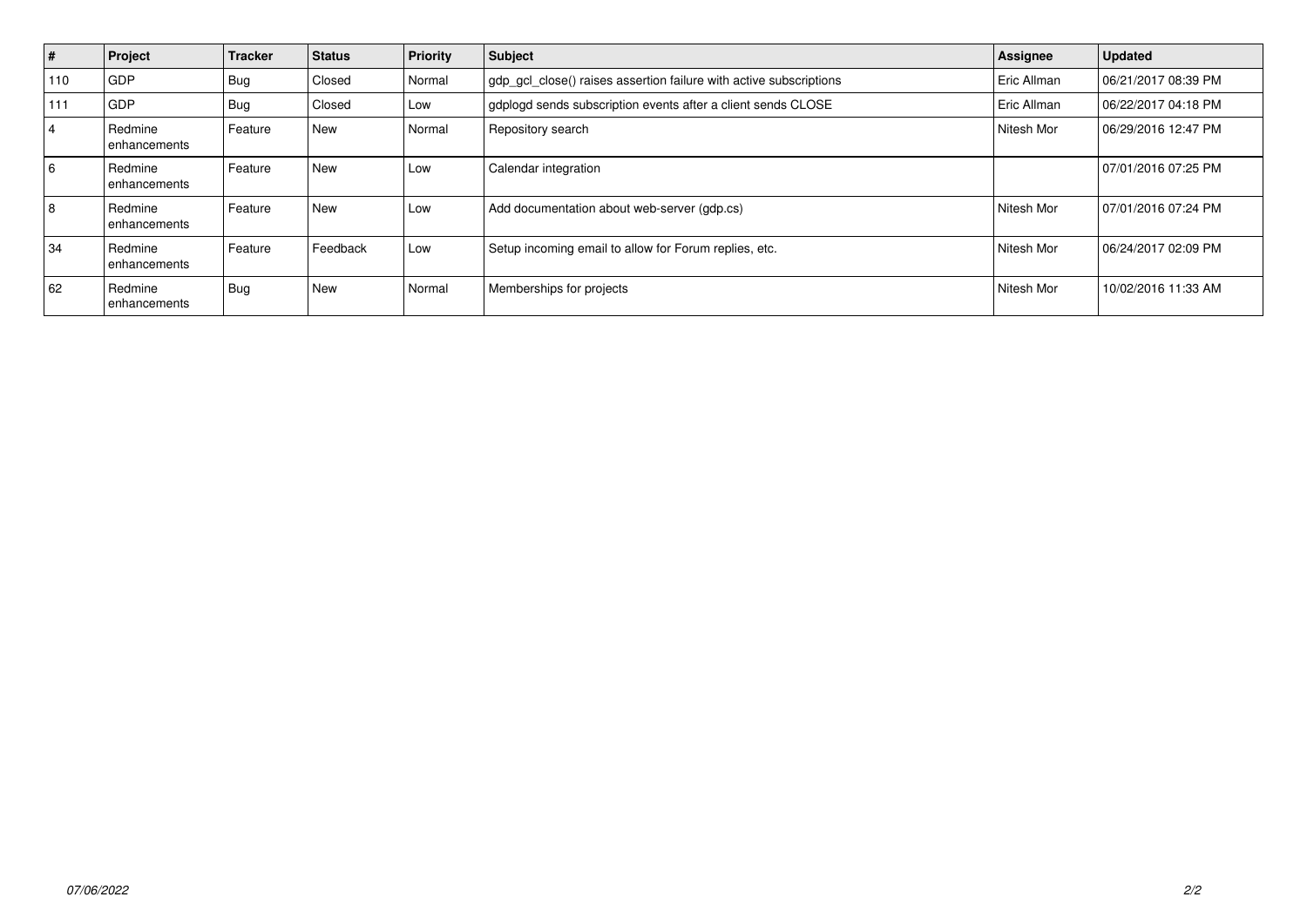| # | Project | Tracker | Status | Priority | Subject | Assignee | Updated |
|---|---|---|---|---|---|---|---|
| 110 | GDP | Bug | Closed | Normal | gdp_gcl_close() raises assertion failure with active subscriptions | Eric Allman | 06/21/2017 08:39 PM |
| 111 | GDP | Bug | Closed | Low | gdplogd sends subscription events after a client sends CLOSE | Eric Allman | 06/22/2017 04:18 PM |
| 4 | Redmine enhancements | Feature | New | Normal | Repository search | Nitesh Mor | 06/29/2016 12:47 PM |
| 6 | Redmine enhancements | Feature | New | Low | Calendar integration | | 07/01/2016 07:25 PM |
| 8 | Redmine enhancements | Feature | New | Low | Add documentation about web-server (gdp.cs) | Nitesh Mor | 07/01/2016 07:24 PM |
| 34 | Redmine enhancements | Feature | Feedback | Low | Setup incoming email to allow for Forum replies, etc. | Nitesh Mor | 06/24/2017 02:09 PM |
| 62 | Redmine enhancements | Bug | New | Normal | Memberships for projects | Nitesh Mor | 10/02/2016 11:33 AM |